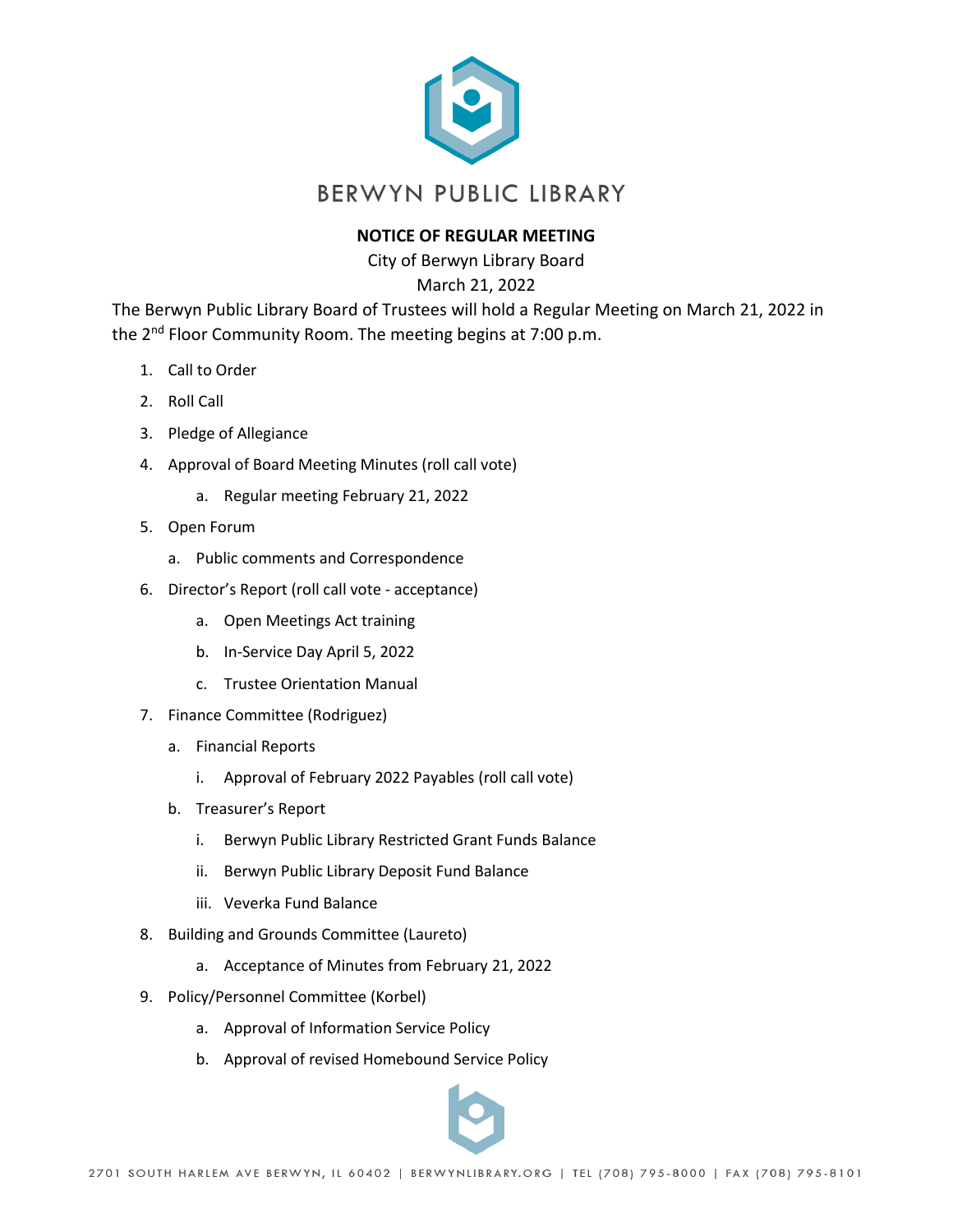# BERWYN PUBLIC LIBRARY

**NOTICE OF REGULAR MEETING**

City of Berwyn Library Board

March 21, 2022

The Berwyn Public Library Board of Trustees will hold a Regular Meeting on March 21, 2022 in the 2nd Floor Community Room. The meeting begins at 7:00 p.m.

1. Call to Order
2. Roll Call
3. Pledge of Allegiance
4. Approval of Board Meeting Minutes (roll call vote)
   a. Regular meeting February 21, 2022
5. Open Forum
   a. Public comments and Correspondence
6. Director's Report (roll call vote - acceptance)
   a. Open Meetings Act training
   b. In-Service Day April 5, 2022
   c. Trustee Orientation Manual
7. Finance Committee (Rodriguez)
   a. Financial Reports
      i. Approval of February 2022 Payables (roll call vote)
   b. Treasurer's Report
      i. Berwyn Public Library Restricted Grant Funds Balance
      ii. Berwyn Public Library Deposit Fund Balance
      iii. Veverka Fund Balance
8. Building and Grounds Committee (Laureto)
   a. Acceptance of Minutes from February 21, 2022
9. Policy/Personnel Committee (Korbel)
   a. Approval of Information Service Policy
   b. Approval of revised Homebound Service Policy

2701 SOUTH HARLEM AVE BERWYN, IL 60402 | BERWYNLIBRARY.ORG | TEL (708) 795-8000 | FAX (708) 795-8101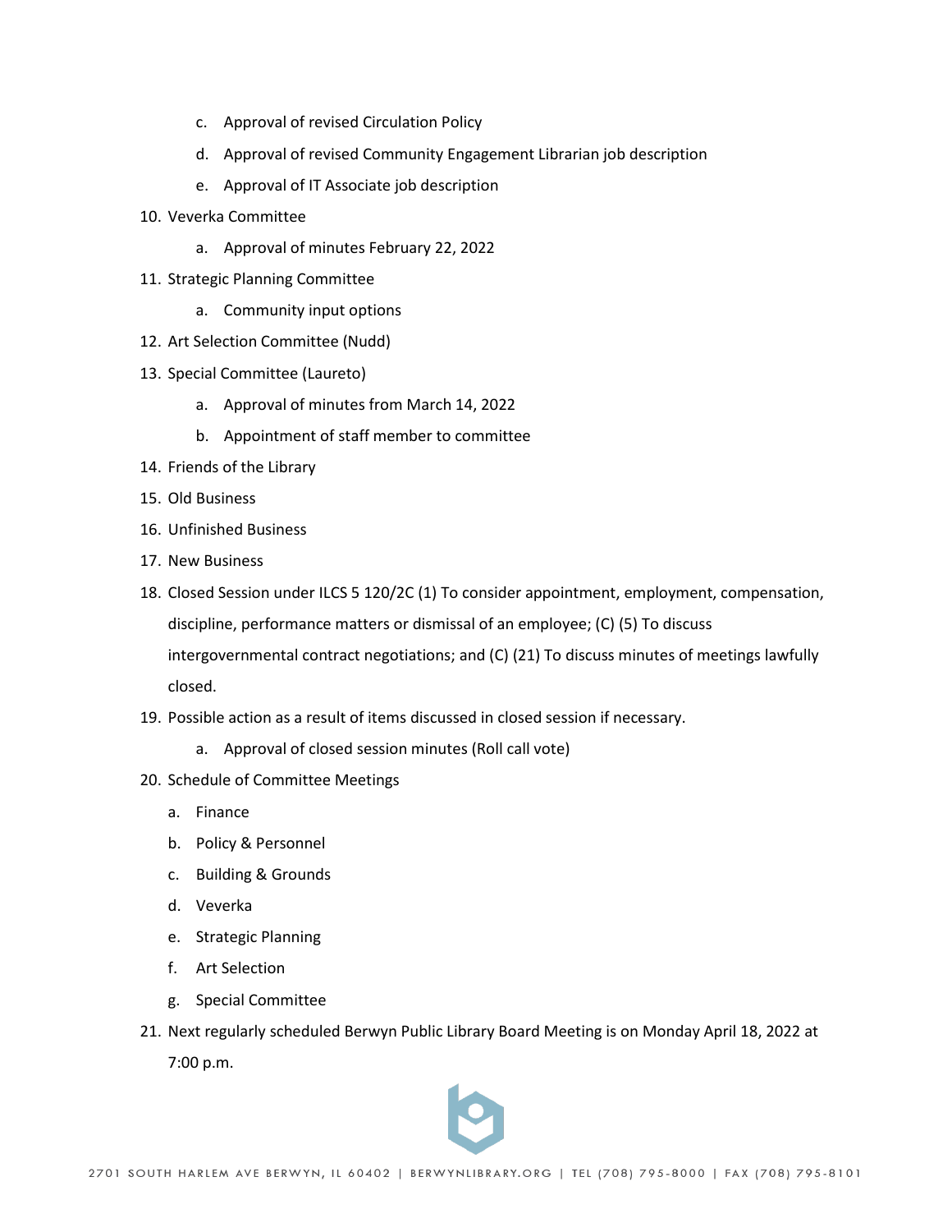c. Approval of revised Circulation Policy
   d. Approval of revised Community Engagement Librarian job description
   e. Approval of IT Associate job description

10. Veverka Committee
    a. Approval of minutes February 22, 2022
11. Strategic Planning Committee
    a. Community input options
12. Art Selection Committee (Nudd)
13. Special Committee (Laureto)
    a. Approval of minutes from March 14, 2022
    b. Appointment of staff member to committee
14. Friends of the Library
15. Old Business
16. Unfinished Business
17. New Business
18. Closed Session under ILCS 5 120/2C (1) To consider appointment, employment, compensation, discipline, performance matters or dismissal of an employee; (C) (5) To discuss intergovernmental contract negotiations; and (C) (21) To discuss minutes of meetings lawfully closed.
19. Possible action as a result of items discussed in closed session if necessary.
    a. Approval of closed session minutes (Roll call vote)
20. Schedule of Committee Meetings
    a. Finance
    b. Policy & Personnel
    c. Building & Grounds
    d. Veverka
    e. Strategic Planning
    f. Art Selection
    g. Special Committee
21. Next regularly scheduled Berwyn Public Library Board Meeting is on Monday April 18, 2022 at 7:00 p.m.

2701 SOUTH HARLEM AVE BERWYN, IL 60402 | BERWYNLIBRARY.ORG | TEL (708) 795-8000 | FAX (708) 795-8101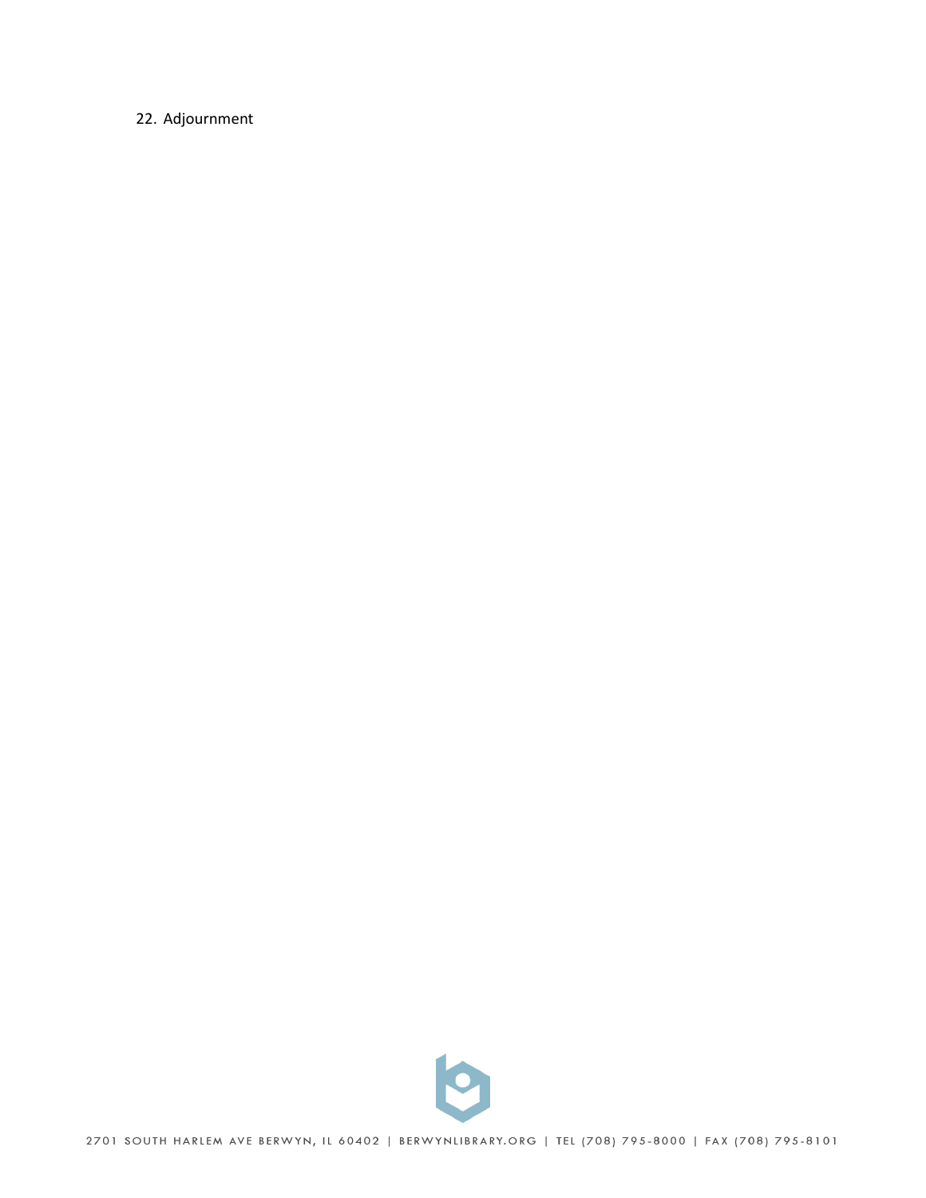22. Adjournment